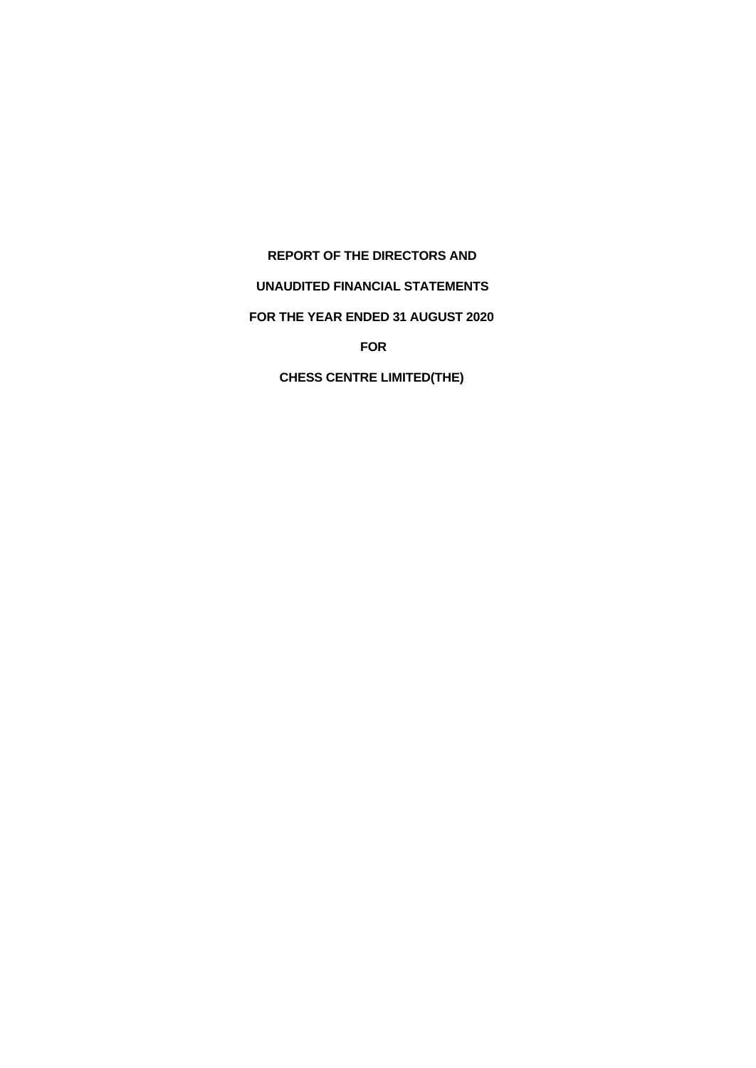**REPORT OF THE DIRECTORS AND**

**UNAUDITED FINANCIAL STATEMENTS**

**FOR THE YEAR ENDED 31 AUGUST 2020**

**FOR**

**CHESS CENTRE LIMITED(THE)**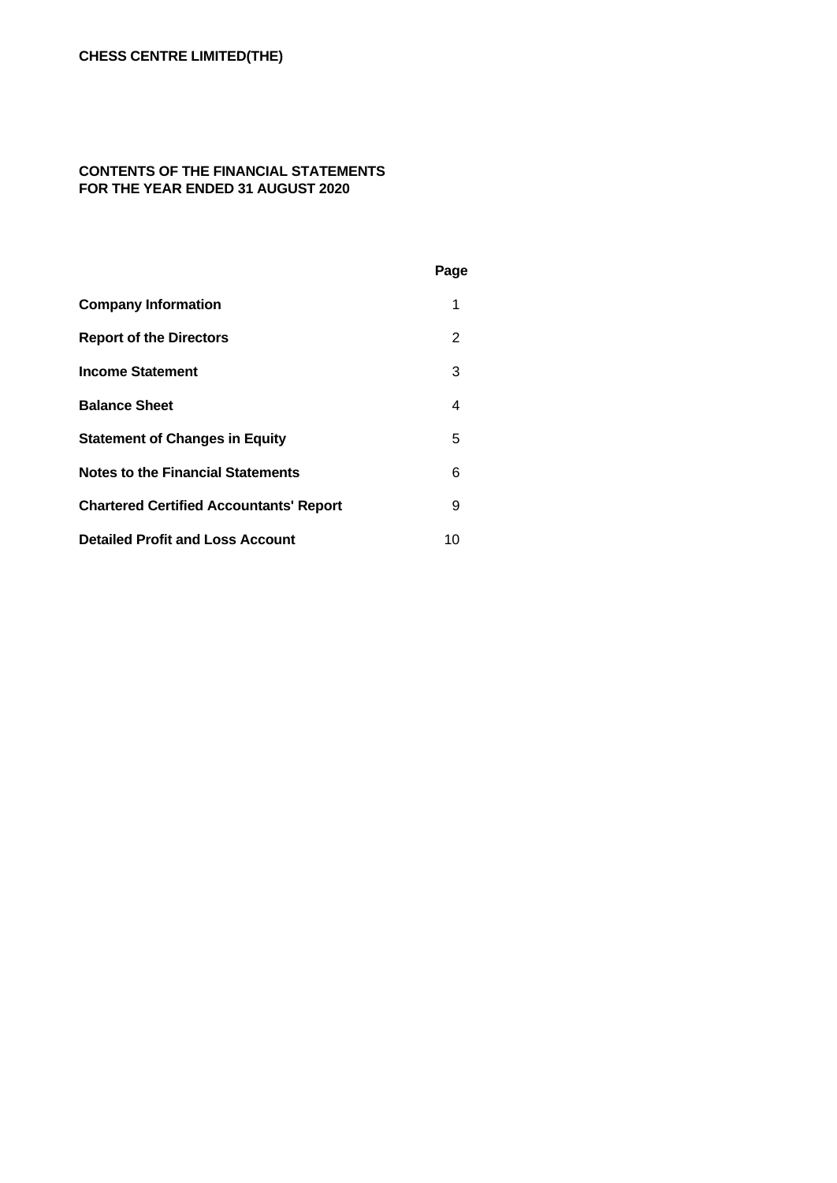**CHESS CENTRE LIMITED(THE)**

**CONTENTS OF THE FINANCIAL STATEMENTS**
**FOR THE YEAR ENDED 31 AUGUST 2020**

| | Page |
|---|---|
| **Company Information** | 1 |
| **Report of the Directors** | 2 |
| **Income Statement** | 3 |
| **Balance Sheet** | 4 |
| **Statement of Changes in Equity** | 5 |
| **Notes to the Financial Statements** | 6 |
| **Chartered Certified Accountants' Report** | 9 |
| **Detailed Profit and Loss Account** | 10 |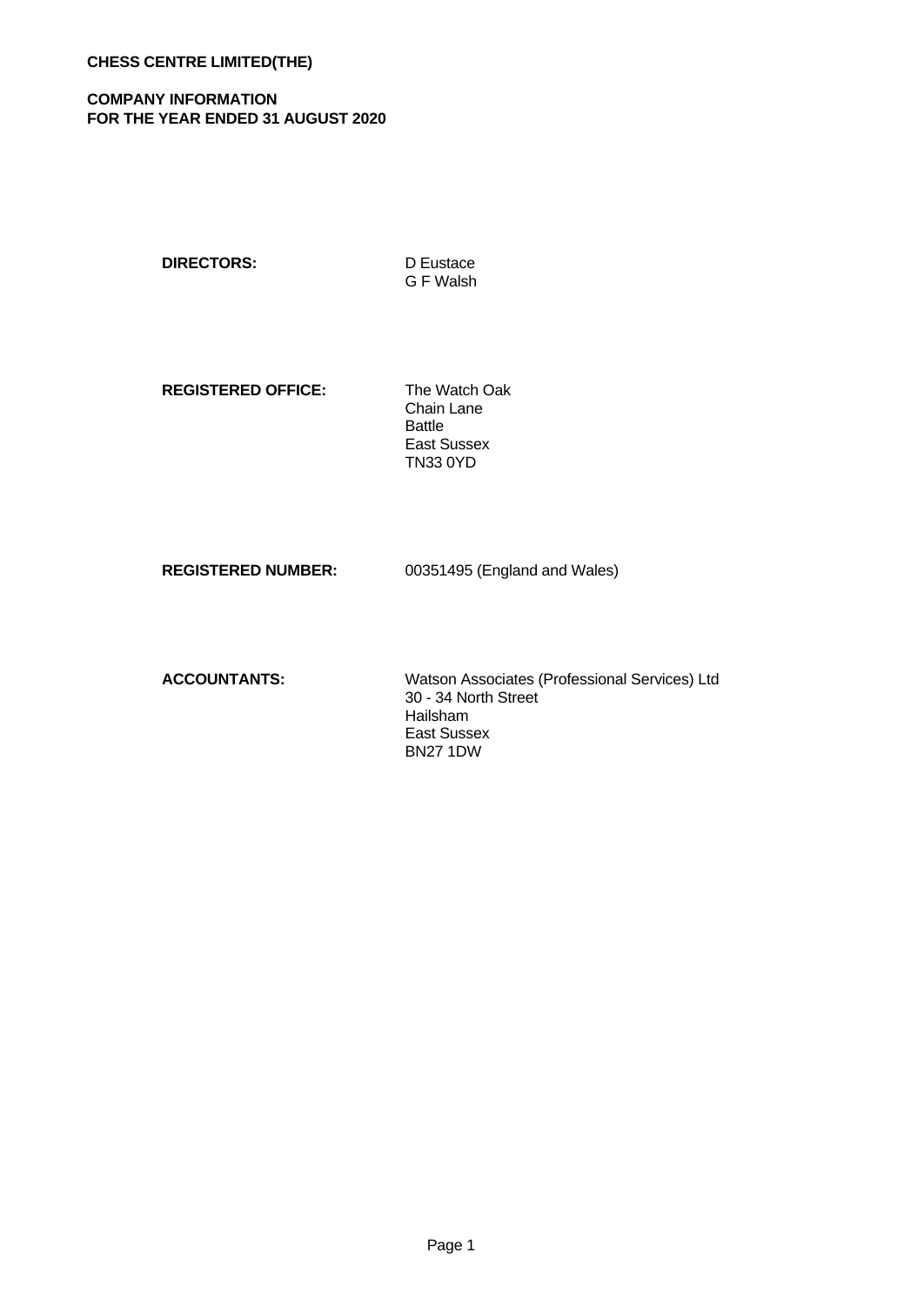**CHESS CENTRE LIMITED(THE)**

**COMPANY INFORMATION**
**FOR THE YEAR ENDED 31 AUGUST 2020**

| | |
|---|---|
| **DIRECTORS:** | D Eustace<br>G F Walsh |
| **REGISTERED OFFICE:** | The Watch Oak<br>Chain Lane<br>Battle<br>East Sussex<br>TN33 0YD |
| **REGISTERED NUMBER:** | 00351495 (England and Wales) |
| **ACCOUNTANTS:** | Watson Associates (Professional Services) Ltd<br>30 - 34 North Street<br>Hailsham<br>East Sussex<br>BN27 1DW |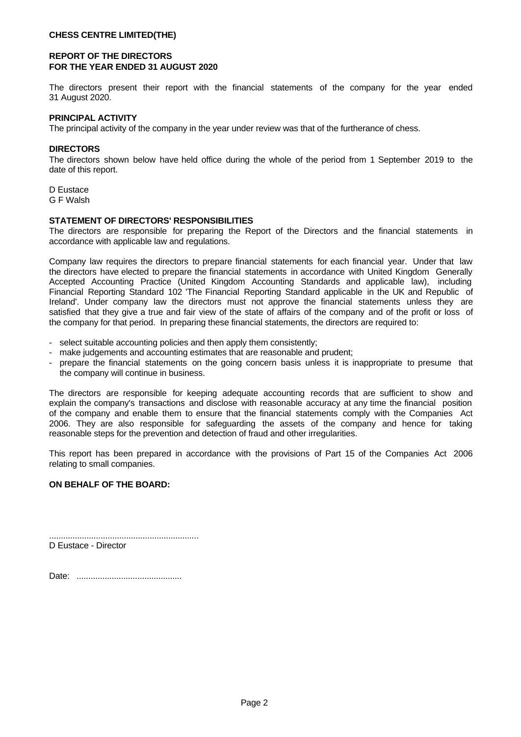**CHESS CENTRE LIMITED(THE)**

# REPORT OF THE DIRECTORS
## FOR THE YEAR ENDED 31 AUGUST 2020

The directors present their report with the financial statements of the company for the year ended 31 August 2020.

**PRINCIPAL ACTIVITY**

The principal activity of the company in the year under review was that of the furtherance of chess.

**DIRECTORS**

The directors shown below have held office during the whole of the period from 1 September 2019 to the date of this report.

D Eustace
G F Walsh

**STATEMENT OF DIRECTORS' RESPONSIBILITIES**

The directors are responsible for preparing the Report of the Directors and the financial statements in accordance with applicable law and regulations.

Company law requires the directors to prepare financial statements for each financial year. Under that law the directors have elected to prepare the financial statements in accordance with United Kingdom Generally Accepted Accounting Practice (United Kingdom Accounting Standards and applicable law), including Financial Reporting Standard 102 'The Financial Reporting Standard applicable in the UK and Republic of Ireland'. Under company law the directors must not approve the financial statements unless they are satisfied that they give a true and fair view of the state of affairs of the company and of the profit or loss of the company for that period. In preparing these financial statements, the directors are required to:

- select suitable accounting policies and then apply them consistently;
- make judgements and accounting estimates that are reasonable and prudent;
- prepare the financial statements on the going concern basis unless it is inappropriate to presume that the company will continue in business.

The directors are responsible for keeping adequate accounting records that are sufficient to show and explain the company's transactions and disclose with reasonable accuracy at any time the financial position of the company and enable them to ensure that the financial statements comply with the Companies Act 2006. They are also responsible for safeguarding the assets of the company and hence for taking reasonable steps for the prevention and detection of fraud and other irregularities.

This report has been prepared in accordance with the provisions of Part 15 of the Companies Act 2006 relating to small companies.

**ON BEHALF OF THE BOARD:**

................................................................
D Eustace - Director

Date: .............................................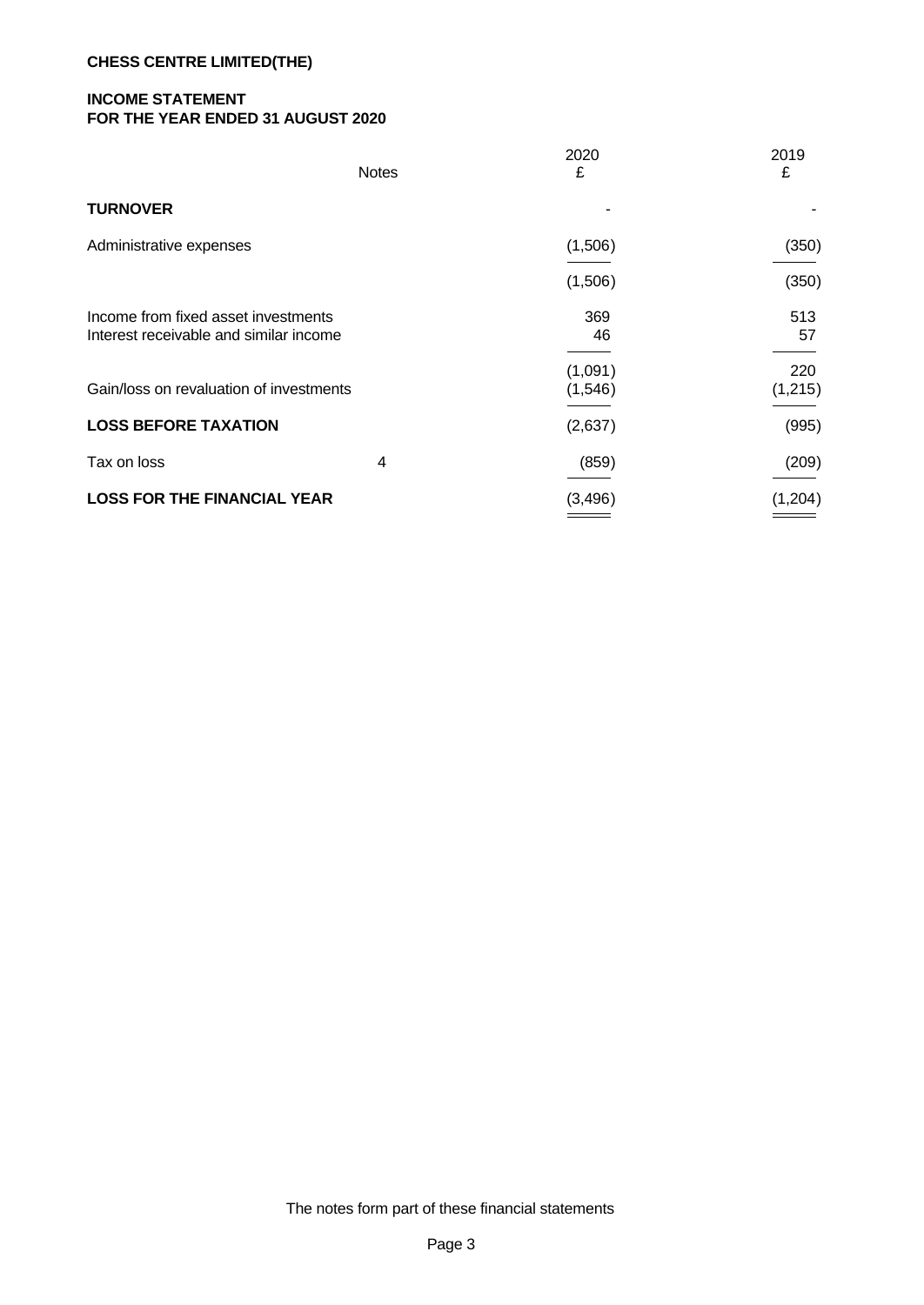**CHESS CENTRE LIMITED(THE)**

**INCOME STATEMENT**
**FOR THE YEAR ENDED 31 AUGUST 2020**

| | Notes | 2020<br>£ | 2019<br>£ |
|---|---|---|---|
| **TURNOVER** | | - | - |
| Administrative expenses | | (1,506) | (350) |
| | | (1,506) | (350) |
| Income from fixed asset investments | | 369 | 513 |
| Interest receivable and similar income | | 46 | 57 |
| | | (1,091) | 220 |
| Gain/loss on revaluation of investments | | (1,546) | (1,215) |
| **LOSS BEFORE TAXATION** | | (2,637) | (995) |
| Tax on loss | 4 | (859) | (209) |
| **LOSS FOR THE FINANCIAL YEAR** | | (3,496) | (1,204) |

The notes form part of these financial statements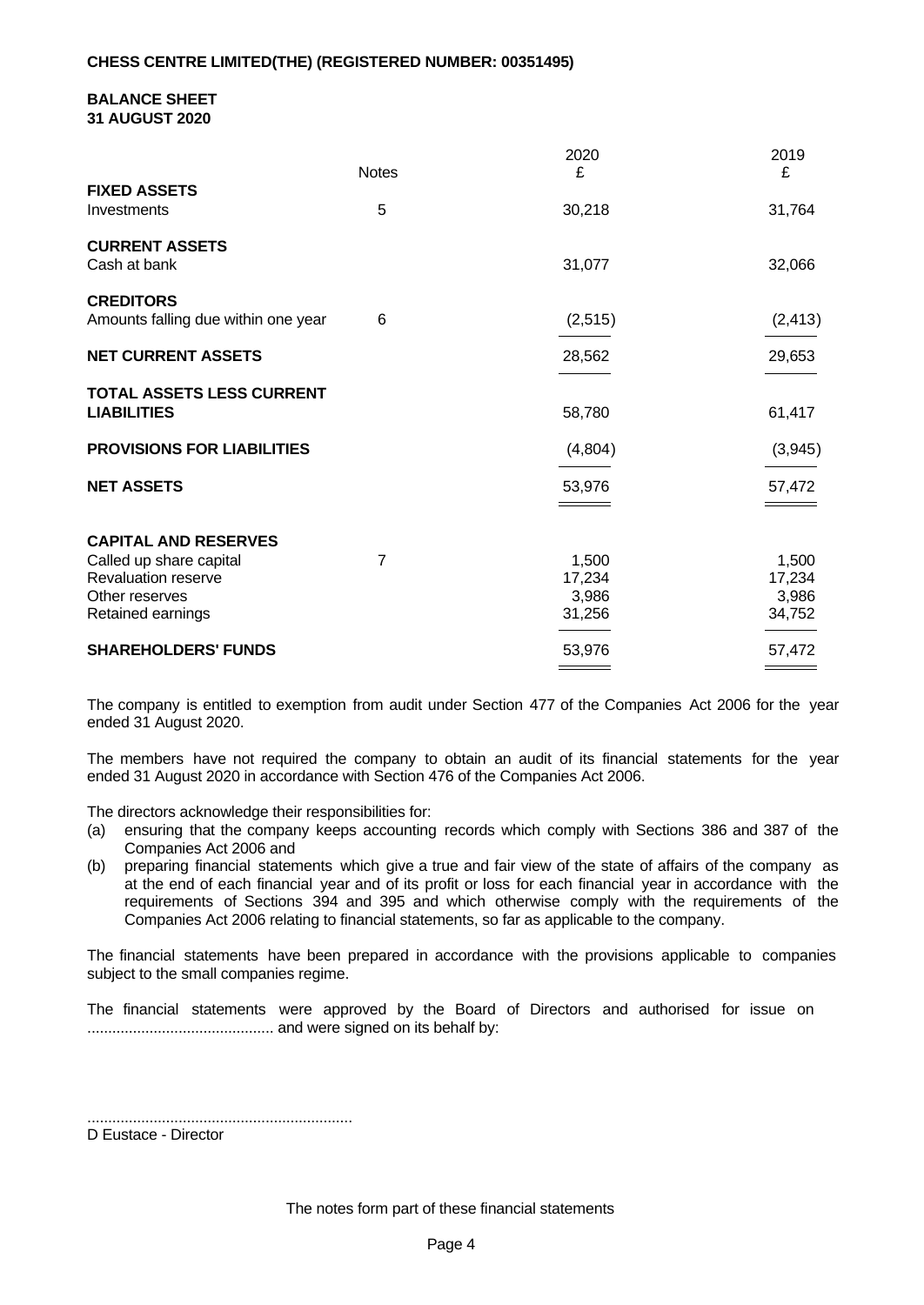**CHESS CENTRE LIMITED(THE) (REGISTERED NUMBER: 00351495)**

# BALANCE SHEET
## 31 AUGUST 2020

| | Notes | 2020 £ | 2019 £ |
|---|---|---|---|
| **FIXED ASSETS** | | | |
| Investments | 5 | 30,218 | 31,764 |
| **CURRENT ASSETS** | | | |
| Cash at bank | | 31,077 | 32,066 |
| **CREDITORS** | | | |
| Amounts falling due within one year | 6 | (2,515) | (2,413) |
| **NET CURRENT ASSETS** | | 28,562 | 29,653 |
| **TOTAL ASSETS LESS CURRENT LIABILITIES** | | 58,780 | 61,417 |
| **PROVISIONS FOR LIABILITIES** | | (4,804) | (3,945) |
| **NET ASSETS** | | 53,976 | 57,472 |
| **CAPITAL AND RESERVES** | | | |
| Called up share capital | 7 | 1,500 | 1,500 |
| Revaluation reserve | | 17,234 | 17,234 |
| Other reserves | | 3,986 | 3,986 |
| Retained earnings | | 31,256 | 34,752 |
| **SHAREHOLDERS' FUNDS** | | 53,976 | 57,472 |

The company is entitled to exemption from audit under Section 477 of the Companies Act 2006 for the year ended 31 August 2020.

The members have not required the company to obtain an audit of its financial statements for the year ended 31 August 2020 in accordance with Section 476 of the Companies Act 2006.

The directors acknowledge their responsibilities for:

(a) ensuring that the company keeps accounting records which comply with Sections 386 and 387 of the Companies Act 2006 and

(b) preparing financial statements which give a true and fair view of the state of affairs of the company as at the end of each financial year and of its profit or loss for each financial year in accordance with the requirements of Sections 394 and 395 and which otherwise comply with the requirements of the Companies Act 2006 relating to financial statements, so far as applicable to the company.

The financial statements have been prepared in accordance with the provisions applicable to companies subject to the small companies regime.

The financial statements were approved by the Board of Directors and authorised for issue on ............................................. and were signed on its behalf by:

................................................................
D Eustace - Director

The notes form part of these financial statements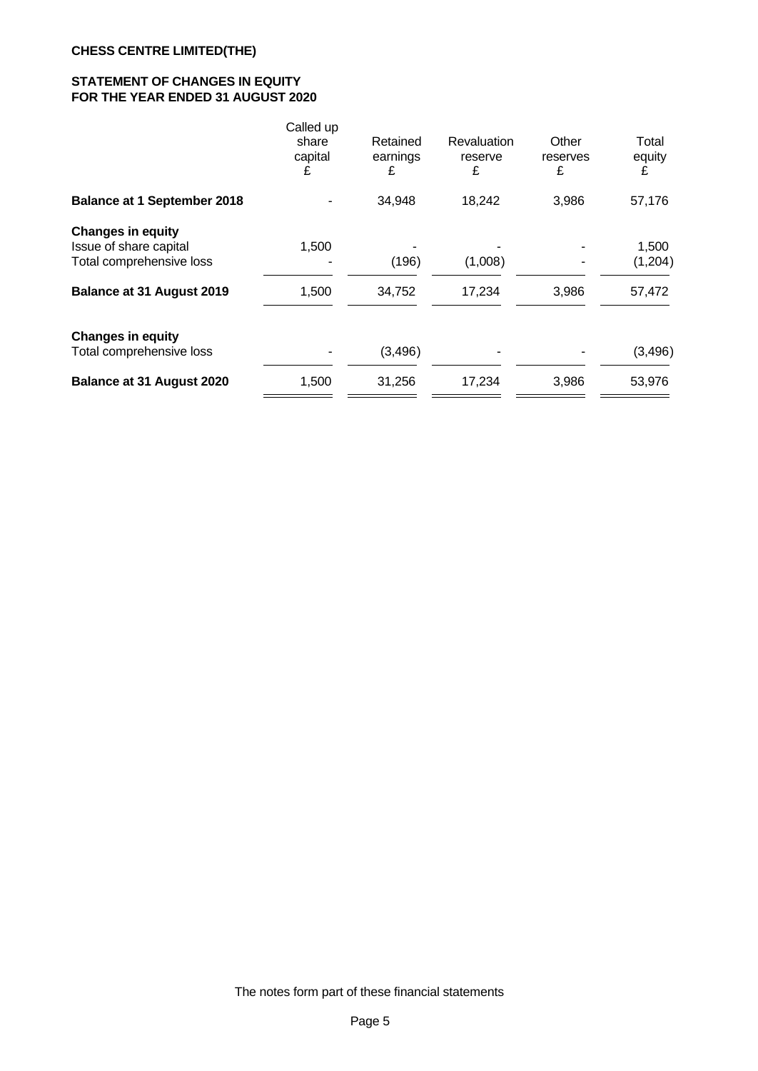**CHESS CENTRE LIMITED(THE)**

**STATEMENT OF CHANGES IN EQUITY FOR THE YEAR ENDED 31 AUGUST 2020**

| | Called up share capital £ | Retained earnings £ | Revaluation reserve £ | Other reserves £ | Total equity £ |
|---|---|---|---|---|---|
| **Balance at 1 September 2018** | - | 34,948 | 18,242 | 3,986 | 57,176 |
| **Changes in equity** | | | | | |
| Issue of share capital | 1,500 | - | - | - | 1,500 |
| Total comprehensive loss | - | (196) | (1,008) | - | (1,204) |
| **Balance at 31 August 2019** | 1,500 | 34,752 | 17,234 | 3,986 | 57,472 |
| **Changes in equity** | | | | | |
| Total comprehensive loss | - | (3,496) | - | - | (3,496) |
| **Balance at 31 August 2020** | 1,500 | 31,256 | 17,234 | 3,986 | 53,976 |

The notes form part of these financial statements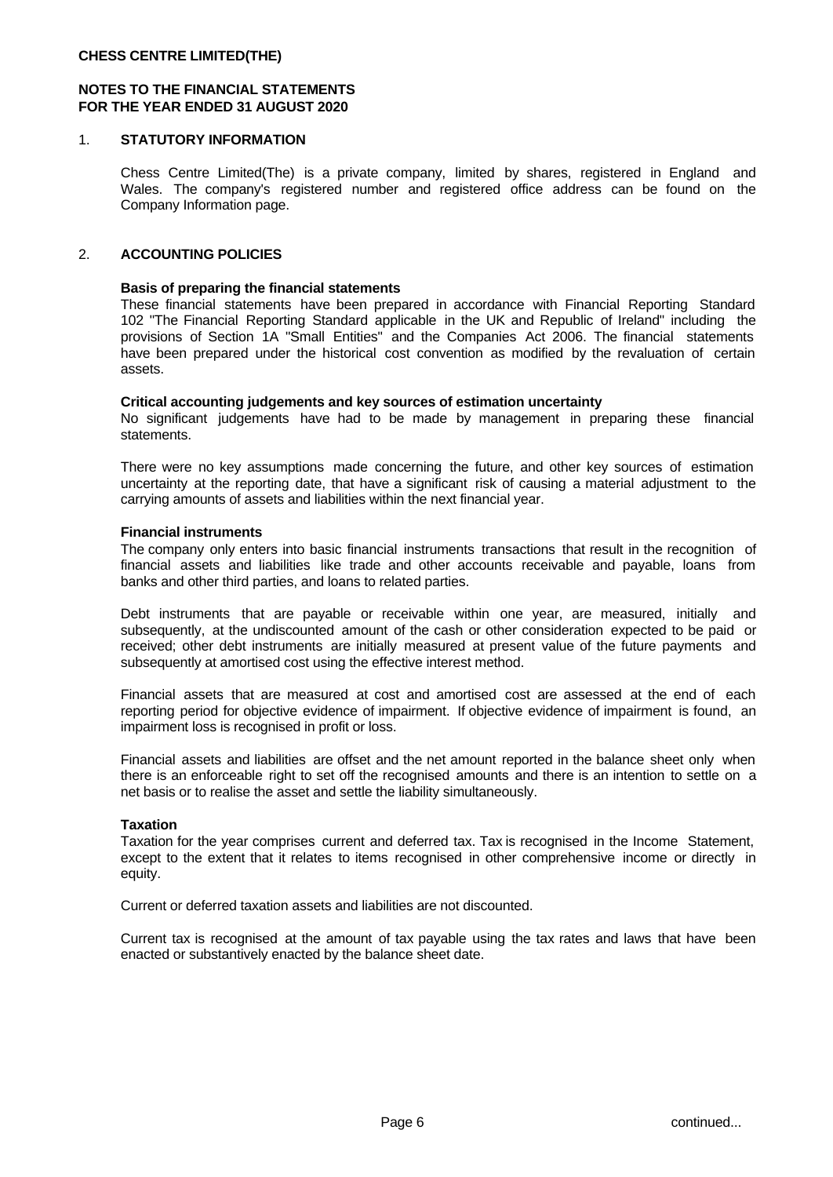**CHESS CENTRE LIMITED(THE)**

**NOTES TO THE FINANCIAL STATEMENTS**
**FOR THE YEAR ENDED 31 AUGUST 2020**

## 1. STATUTORY INFORMATION

Chess Centre Limited(The) is a private company, limited by shares, registered in England and Wales. The company's registered number and registered office address can be found on the Company Information page.

## 2. ACCOUNTING POLICIES

**Basis of preparing the financial statements**
These financial statements have been prepared in accordance with Financial Reporting Standard 102 "The Financial Reporting Standard applicable in the UK and Republic of Ireland" including the provisions of Section 1A "Small Entities" and the Companies Act 2006. The financial statements have been prepared under the historical cost convention as modified by the revaluation of certain assets.

**Critical accounting judgements and key sources of estimation uncertainty**
No significant judgements have had to be made by management in preparing these financial statements.

There were no key assumptions made concerning the future, and other key sources of estimation uncertainty at the reporting date, that have a significant risk of causing a material adjustment to the carrying amounts of assets and liabilities within the next financial year.

**Financial instruments**
The company only enters into basic financial instruments transactions that result in the recognition of financial assets and liabilities like trade and other accounts receivable and payable, loans from banks and other third parties, and loans to related parties.

Debt instruments that are payable or receivable within one year, are measured, initially and subsequently, at the undiscounted amount of the cash or other consideration expected to be paid or received; other debt instruments are initially measured at present value of the future payments and subsequently at amortised cost using the effective interest method.

Financial assets that are measured at cost and amortised cost are assessed at the end of each reporting period for objective evidence of impairment. If objective evidence of impairment is found, an impairment loss is recognised in profit or loss.

Financial assets and liabilities are offset and the net amount reported in the balance sheet only when there is an enforceable right to set off the recognised amounts and there is an intention to settle on a net basis or to realise the asset and settle the liability simultaneously.

**Taxation**
Taxation for the year comprises current and deferred tax. Tax is recognised in the Income Statement, except to the extent that it relates to items recognised in other comprehensive income or directly in equity.

Current or deferred taxation assets and liabilities are not discounted.

Current tax is recognised at the amount of tax payable using the tax rates and laws that have been enacted or substantively enacted by the balance sheet date.

continued...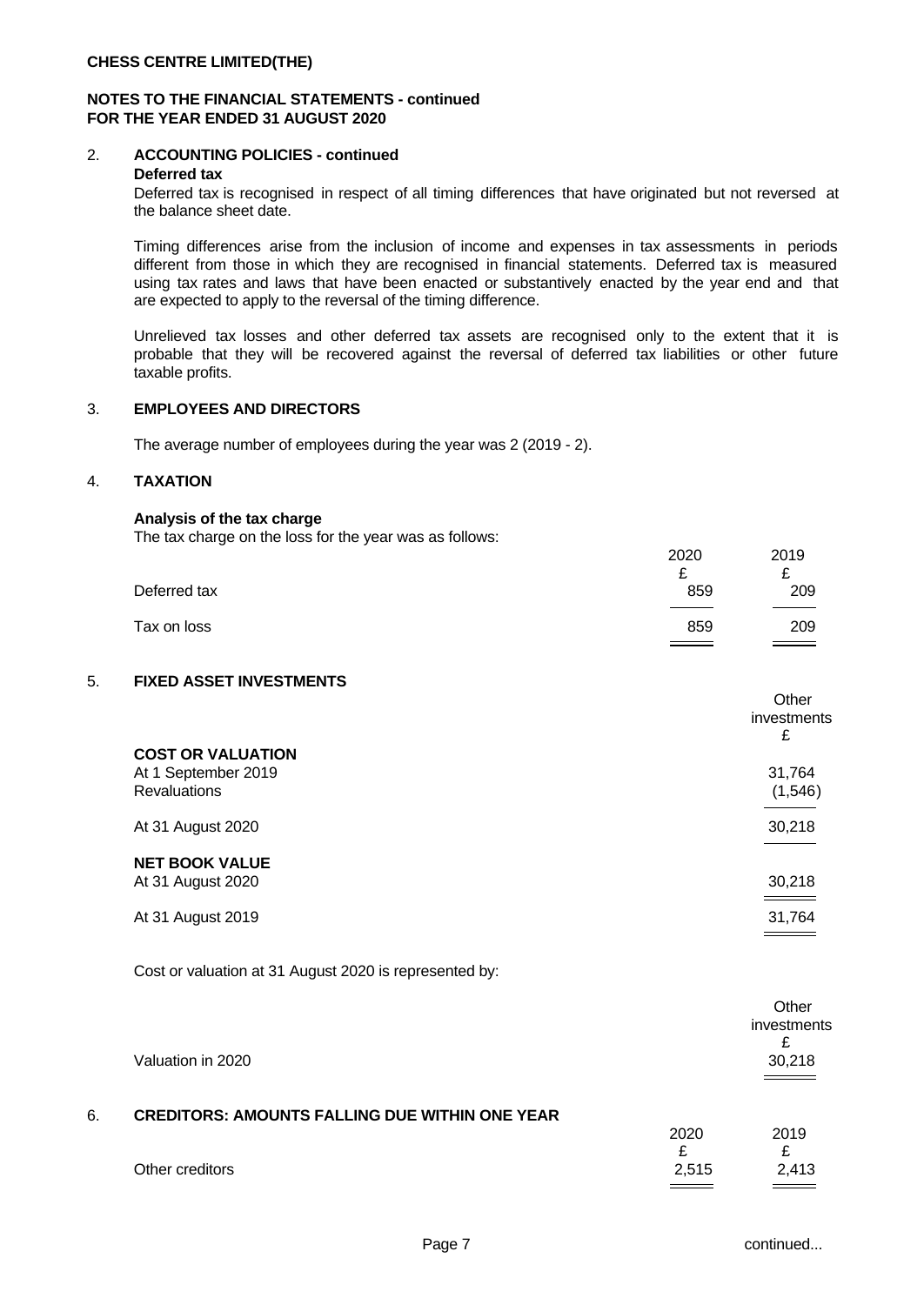## 2. ACCOUNTING POLICIES - continued

**Deferred tax**

Deferred tax is recognised in respect of all timing differences that have originated but not reversed at the balance sheet date.

Timing differences arise from the inclusion of income and expenses in tax assessments in periods different from those in which they are recognised in financial statements. Deferred tax is measured using tax rates and laws that have been enacted or substantively enacted by the year end and that are expected to apply to the reversal of the timing difference.

Unrelieved tax losses and other deferred tax assets are recognised only to the extent that it is probable that they will be recovered against the reversal of deferred tax liabilities or other future taxable profits.

## 3. EMPLOYEES AND DIRECTORS

The average number of employees during the year was 2 (2019 - 2).

## 4. TAXATION

**Analysis of the tax charge**

The tax charge on the loss for the year was as follows:

| | 2020 £ | 2019 £ |
|---|---|---|
| Deferred tax | 859 | 209 |
| Tax on loss | 859 | 209 |

## 5. FIXED ASSET INVESTMENTS

| | Other investments £ |
|---|---|
| **COST OR VALUATION** | |
| At 1 September 2019 | 31,764 |
| Revaluations | (1,546) |
| At 31 August 2020 | 30,218 |
| **NET BOOK VALUE** | |
| At 31 August 2020 | 30,218 |
| At 31 August 2019 | 31,764 |

Cost or valuation at 31 August 2020 is represented by:

| | Other investments £ |
|---|---|
| Valuation in 2020 | 30,218 |

## 6. CREDITORS: AMOUNTS FALLING DUE WITHIN ONE YEAR

| | 2020 £ | 2019 £ |
|---|---|---|
| Other creditors | 2,515 | 2,413 |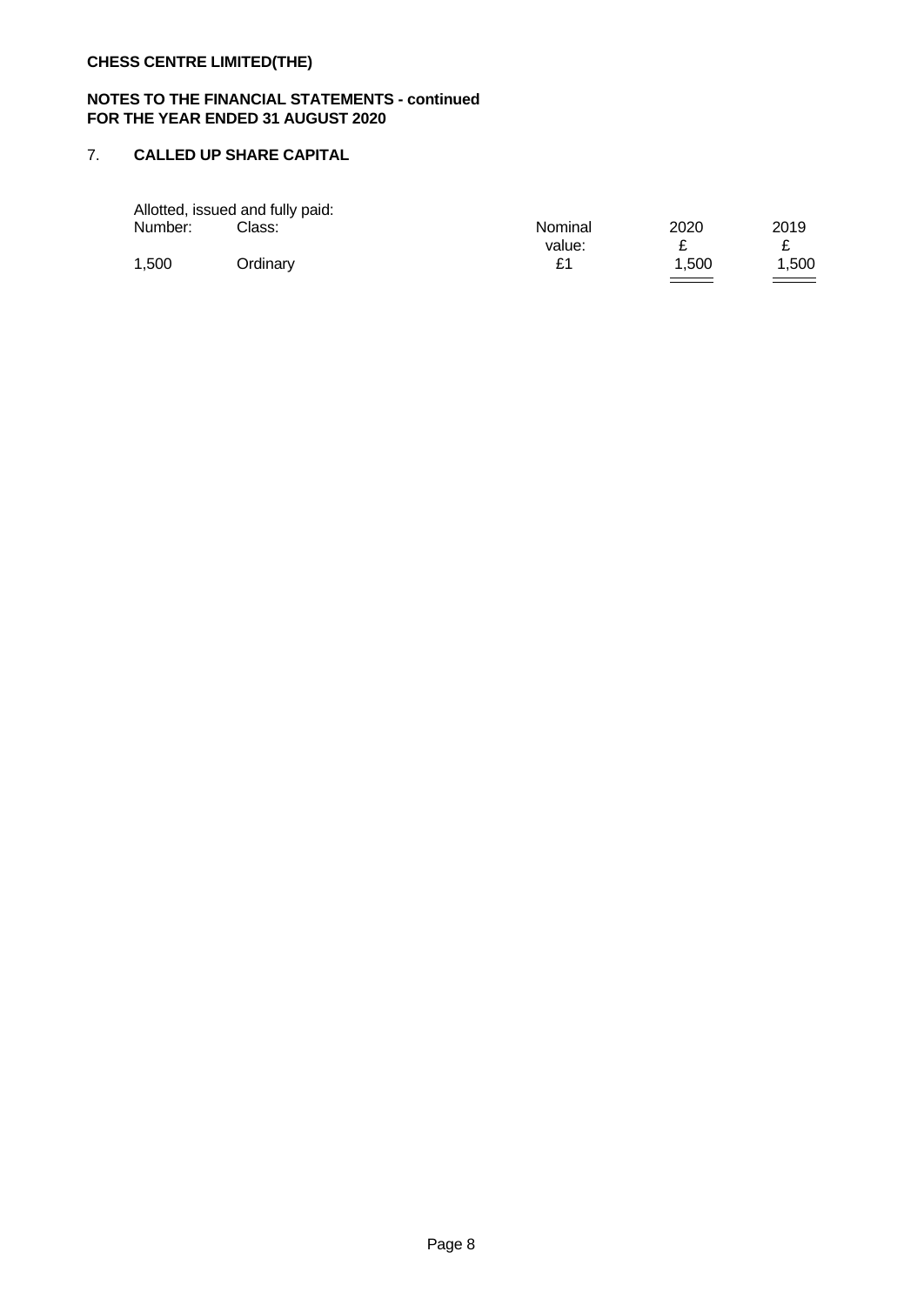**CHESS CENTRE LIMITED(THE)**

**NOTES TO THE FINANCIAL STATEMENTS - continued**
**FOR THE YEAR ENDED 31 AUGUST 2020**

## 7. CALLED UP SHARE CAPITAL

Allotted, issued and fully paid:

| Number: | Class: | Nominal value: | 2020 £ | 2019 £ |
|---|---|---|---|---|
| 1,500 | Ordinary | £1 | 1,500 | 1,500 |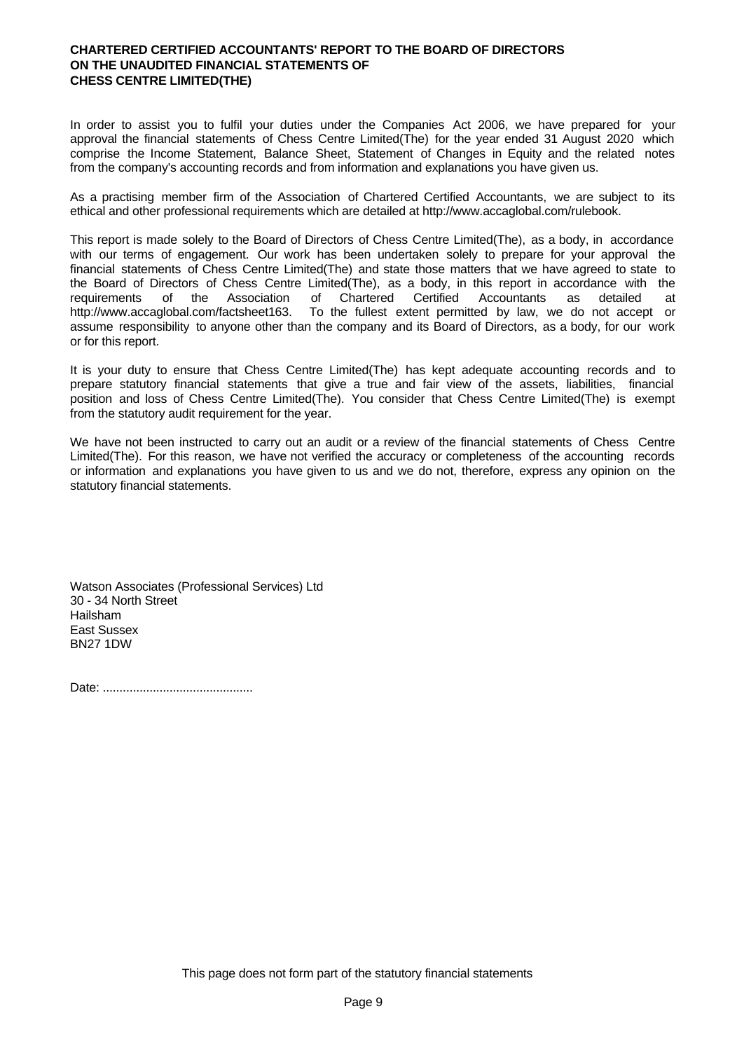**CHARTERED CERTIFIED ACCOUNTANTS' REPORT TO THE BOARD OF DIRECTORS ON THE UNAUDITED FINANCIAL STATEMENTS OF CHESS CENTRE LIMITED(THE)**

In order to assist you to fulfil your duties under the Companies Act 2006, we have prepared for your approval the financial statements of Chess Centre Limited(The) for the year ended 31 August 2020 which comprise the Income Statement, Balance Sheet, Statement of Changes in Equity and the related notes from the company's accounting records and from information and explanations you have given us.

As a practising member firm of the Association of Chartered Certified Accountants, we are subject to its ethical and other professional requirements which are detailed at http://www.accaglobal.com/rulebook.

This report is made solely to the Board of Directors of Chess Centre Limited(The), as a body, in accordance with our terms of engagement. Our work has been undertaken solely to prepare for your approval the financial statements of Chess Centre Limited(The) and state those matters that we have agreed to state to the Board of Directors of Chess Centre Limited(The), as a body, in this report in accordance with the requirements of the Association of Chartered Certified Accountants as detailed at http://www.accaglobal.com/factsheet163. To the fullest extent permitted by law, we do not accept or assume responsibility to anyone other than the company and its Board of Directors, as a body, for our work or for this report.

It is your duty to ensure that Chess Centre Limited(The) has kept adequate accounting records and to prepare statutory financial statements that give a true and fair view of the assets, liabilities, financial position and loss of Chess Centre Limited(The). You consider that Chess Centre Limited(The) is exempt from the statutory audit requirement for the year.

We have not been instructed to carry out an audit or a review of the financial statements of Chess Centre Limited(The). For this reason, we have not verified the accuracy or completeness of the accounting records or information and explanations you have given to us and we do not, therefore, express any opinion on the statutory financial statements.

Watson Associates (Professional Services) Ltd
30 - 34 North Street
Hailsham
East Sussex
BN27 1DW

Date: .............................................

This page does not form part of the statutory financial statements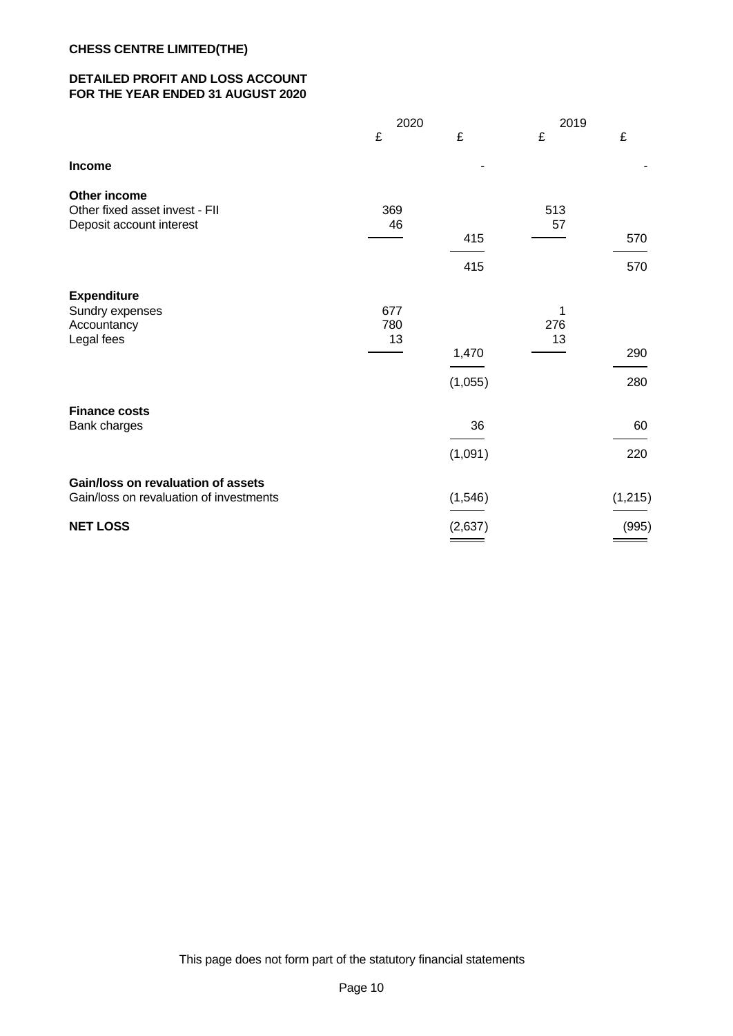**CHESS CENTRE LIMITED(THE)**

**DETAILED PROFIT AND LOSS ACCOUNT**
**FOR THE YEAR ENDED 31 AUGUST 2020**

| | 2020 | | 2019 | |
|---|---|---|---|---|
| | £ | £ | £ | £ |
| **Income** | | - | | - |
| **Other income** | | | | |
| Other fixed asset invest - FII | 369 | | 513 | |
| Deposit account interest | 46 | | 57 | |
| | | 415 | | 570 |
| | | 415 | | 570 |
| **Expenditure** | | | | |
| Sundry expenses | 677 | | 1 | |
| Accountancy | 780 | | 276 | |
| Legal fees | 13 | | 13 | |
| | | 1,470 | | 290 |
| | | (1,055) | | 280 |
| **Finance costs** | | | | |
| Bank charges | | 36 | | 60 |
| | | (1,091) | | 220 |
| **Gain/loss on revaluation of assets** | | | | |
| Gain/loss on revaluation of investments | | (1,546) | | (1,215) |
| **NET LOSS** | | (2,637) | | (995) |

This page does not form part of the statutory financial statements